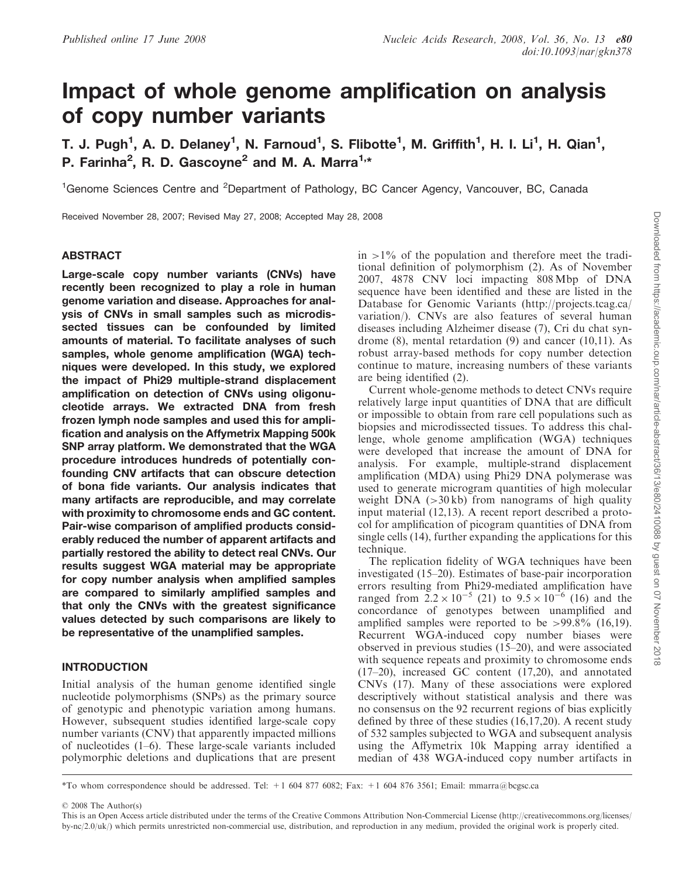# Impact of whole genome amplification on analysis of copy number variants

T. J. Pugh[1], A. D. Delaney[1], N. Farnoud[1], S. Flibotte[1], M. Griffith[1], H. I. Li[1], H. Qian[1], P. Farinha[2], R. D. Gascoyne[2] and M. A. Marra[1,*]

[1]Genome Sciences Centre and [2]Department of Pathology, BC Cancer Agency, Vancouver, BC, Canada

Received November 28, 2007; Revised May 27, 2008; Accepted May 28, 2008

## ABSTRACT

**Large-scale copy number variants (CNVs) have recently been recognized to play a role in human genome variation and disease. Approaches for analysis of CNVs in small samples such as microdissected tissues can be confounded by limited amounts of material. To facilitate analyses of such samples, whole genome amplification (WGA) techniques were developed. In this study, we explored the impact of Phi29 multiple-strand displacement amplification on detection of CNVs using oligonucleotide arrays. We extracted DNA from fresh frozen lymph node samples and used this for amplification and analysis on the Affymetrix Mapping 500k SNP array platform. We demonstrated that the WGA procedure introduces hundreds of potentially confounding CNV artifacts that can obscure detection of bona fide variants. Our analysis indicates that many artifacts are reproducible, and may correlate with proximity to chromosome ends and GC content. Pair-wise comparison of amplified products considerably reduced the number of apparent artifacts and partially restored the ability to detect real CNVs. Our results suggest WGA material may be appropriate for copy number analysis when amplified samples are compared to similarly amplified samples and that only the CNVs with the greatest significance values detected by such comparisons are likely to be representative of the unamplified samples.**

## INTRODUCTION

Initial analysis of the human genome identified single nucleotide polymorphisms (SNPs) as the primary source of genotypic and phenotypic variation among humans. However, subsequent studies identified large-scale copy number variants (CNV) that apparently impacted millions of nucleotides (1–6). These large-scale variants included polymorphic deletions and duplications that are present in >1% of the population and therefore meet the traditional definition of polymorphism (2). As of November 2007, 4878 CNV loci impacting 808 Mbp of DNA sequence have been identified and these are listed in the Database for Genomic Variants (http://projects.tcag.ca/variation/). CNVs are also features of several human diseases including Alzheimer disease (7), Cri du chat syndrome (8), mental retardation (9) and cancer (10,11). As robust array-based methods for copy number detection continue to mature, increasing numbers of these variants are being identified (2).

Current whole-genome methods to detect CNVs require relatively large input quantities of DNA that are difficult or impossible to obtain from rare cell populations such as biopsies and microdissected tissues. To address this challenge, whole genome amplification (WGA) techniques were developed that increase the amount of DNA for analysis. For example, multiple-strand displacement amplification (MDA) using Phi29 DNA polymerase was used to generate microgram quantities of high molecular weight DNA (>30 kb) from nanograms of high quality input material (12,13). A recent report described a protocol for amplification of picogram quantities of DNA from single cells (14), further expanding the applications for this technique.

The replication fidelity of WGA techniques have been investigated (15–20). Estimates of base-pair incorporation errors resulting from Phi29-mediated amplification have ranged from $2.2 \times 10^{-5}$ (21) to $9.5 \times 10^{-6}$ (16) and the concordance of genotypes between unamplified and amplified samples were reported to be >99.8% (16,19). Recurrent WGA-induced copy number biases were observed in previous studies (15–20), and were associated with sequence repeats and proximity to chromosome ends (17–20), increased GC content (17,20), and annotated CNVs (17). Many of these associations were explored descriptively without statistical analysis and there was no consensus on the 92 recurrent regions of bias explicitly defined by three of these studies (16,17,20). A recent study of 532 samples subjected to WGA and subsequent analysis using the Affymetrix 10k Mapping array identified a median of 438 WGA-induced copy number artifacts in

*To whom correspondence should be addressed. Tel: +1 604 877 6082; Fax: +1 604 876 3561; Email: mmarra@bcgsc.ca

© 2008 The Author(s)

This is an Open Access article distributed under the terms of the Creative Commons Attribution Non-Commercial License (http://creativecommons.org/licenses/by-nc/2.0/uk/) which permits unrestricted non-commercial use, distribution, and reproduction in any medium, provided the original work is properly cited.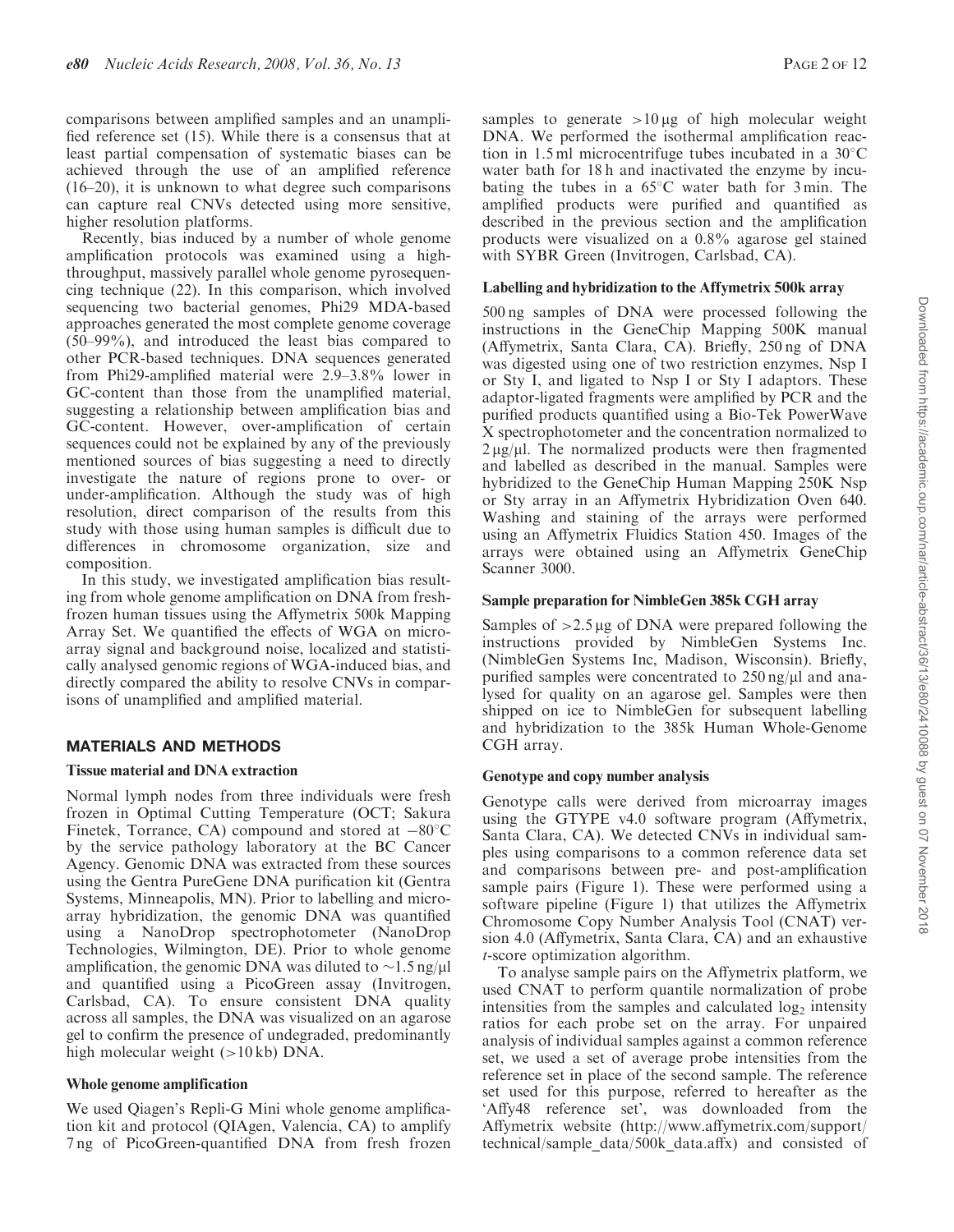comparisons between amplified samples and an unamplified reference set (15). While there is a consensus that at least partial compensation of systematic biases can be achieved through the use of an amplified reference (16–20), it is unknown to what degree such comparisons can capture real CNVs detected using more sensitive, higher resolution platforms.

Recently, bias induced by a number of whole genome amplification protocols was examined using a high-throughput, massively parallel whole genome pyrosequencing technique (22). In this comparison, which involved sequencing two bacterial genomes, Phi29 MDA-based approaches generated the most complete genome coverage (50–99%), and introduced the least bias compared to other PCR-based techniques. DNA sequences generated from Phi29-amplified material were 2.9–3.8% lower in GC-content than those from the unamplified material, suggesting a relationship between amplification bias and GC-content. However, over-amplification of certain sequences could not be explained by any of the previously mentioned sources of bias suggesting a need to directly investigate the nature of regions prone to over- or under-amplification. Although the study was of high resolution, direct comparison of the results from this study with those using human samples is difficult due to differences in chromosome organization, size and composition.

In this study, we investigated amplification bias resulting from whole genome amplification on DNA from fresh-frozen human tissues using the Affymetrix 500k Mapping Array Set. We quantified the effects of WGA on microarray signal and background noise, localized and statistically analysed genomic regions of WGA-induced bias, and directly compared the ability to resolve CNVs in comparisons of unamplified and amplified material.

## MATERIALS AND METHODS

### Tissue material and DNA extraction

Normal lymph nodes from three individuals were fresh frozen in Optimal Cutting Temperature (OCT; Sakura Finetek, Torrance, CA) compound and stored at $-80^{\circ}$C by the service pathology laboratory at the BC Cancer Agency. Genomic DNA was extracted from these sources using the Gentra PureGene DNA purification kit (Gentra Systems, Minneapolis, MN). Prior to labelling and microarray hybridization, the genomic DNA was quantified using a NanoDrop spectrophotometer (NanoDrop Technologies, Wilmington, DE). Prior to whole genome amplification, the genomic DNA was diluted to ~1.5 ng/μl and quantified using a PicoGreen assay (Invitrogen, Carlsbad, CA). To ensure consistent DNA quality across all samples, the DNA was visualized on an agarose gel to confirm the presence of undegraded, predominantly high molecular weight (>10 kb) DNA.

### Whole genome amplification

We used Qiagen's Repli-G Mini whole genome amplification kit and protocol (QIAgen, Valencia, CA) to amplify 7 ng of PicoGreen-quantified DNA from fresh frozen samples to generate >10 μg of high molecular weight DNA. We performed the isothermal amplification reaction in 1.5 ml microcentrifuge tubes incubated in a 30°C water bath for 18 h and inactivated the enzyme by incubating the tubes in a 65°C water bath for 3 min. The amplified products were purified and quantified as described in the previous section and the amplification products were visualized on a 0.8% agarose gel stained with SYBR Green (Invitrogen, Carlsbad, CA).

### Labelling and hybridization to the Affymetrix 500k array

500 ng samples of DNA were processed following the instructions in the GeneChip Mapping 500K manual (Affymetrix, Santa Clara, CA). Briefly, 250 ng of DNA was digested using one of two restriction enzymes, Nsp I or Sty I, and ligated to Nsp I or Sty I adaptors. These adaptor-ligated fragments were amplified by PCR and the purified products quantified using a Bio-Tek PowerWave X spectrophotometer and the concentration normalized to 2 μg/μl. The normalized products were then fragmented and labelled as described in the manual. Samples were hybridized to the GeneChip Human Mapping 250K Nsp or Sty array in an Affymetrix Hybridization Oven 640. Washing and staining of the arrays were performed using an Affymetrix Fluidics Station 450. Images of the arrays were obtained using an Affymetrix GeneChip Scanner 3000.

### Sample preparation for NimbleGen 385k CGH array

Samples of >2.5 μg of DNA were prepared following the instructions provided by NimbleGen Systems Inc. (NimbleGen Systems Inc, Madison, Wisconsin). Briefly, purified samples were concentrated to 250 ng/μl and analysed for quality on an agarose gel. Samples were then shipped on ice to NimbleGen for subsequent labelling and hybridization to the 385k Human Whole-Genome CGH array.

### Genotype and copy number analysis

Genotype calls were derived from microarray images using the GTYPE v4.0 software program (Affymetrix, Santa Clara, CA). We detected CNVs in individual samples using comparisons to a common reference data set and comparisons between pre- and post-amplification sample pairs (Figure 1). These were performed using a software pipeline (Figure 1) that utilizes the Affymetrix Chromosome Copy Number Analysis Tool (CNAT) version 4.0 (Affymetrix, Santa Clara, CA) and an exhaustive *t*-score optimization algorithm.

To analyse sample pairs on the Affymetrix platform, we used CNAT to perform quantile normalization of probe intensities from the samples and calculated $\log_2$ intensity ratios for each probe set on the array. For unpaired analysis of individual samples against a common reference set, we used a set of average probe intensities from the reference set in place of the second sample. The reference set used for this purpose, referred to hereafter as the 'Affy48 reference set', was downloaded from the Affymetrix website (http://www.affymetrix.com/support/technical/sample_data/500k_data.affx) and consisted of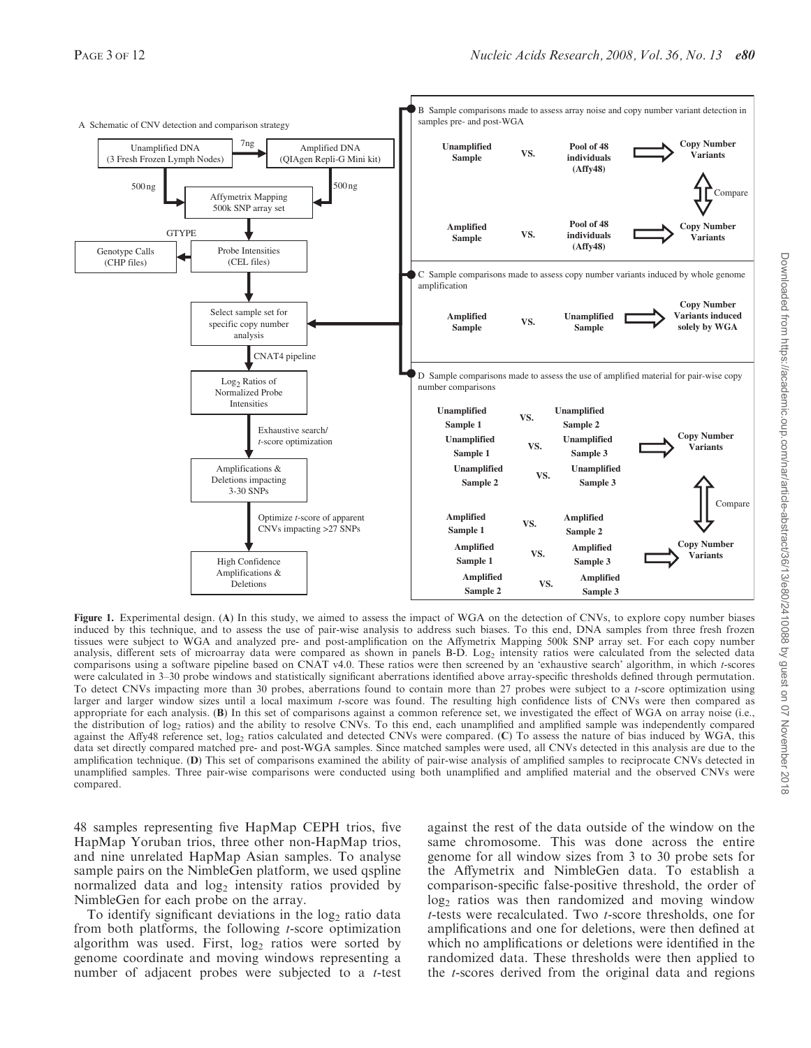**Figure 1.** Experimental design. (**A**) In this study, we aimed to assess the impact of WGA on the detection of CNVs, to explore copy number biases induced by this technique, and to assess the use of pair-wise analysis to address such biases. To this end, DNA samples from three fresh frozen tissues were subject to WGA and analyzed pre- and post-amplification on the Affymetrix Mapping 500k SNP array set. For each copy number analysis, different sets of microarray data were compared as shown in panels B-D. $Log_2$ intensity ratios were calculated from the selected data comparisons using a software pipeline based on CNAT v4.0. These ratios were then screened by an 'exhaustive search' algorithm, in which *t*-scores were calculated in 3–30 probe windows and statistically significant aberrations identified above array-specific thresholds defined through permutation. To detect CNVs impacting more than 30 probes, aberrations found to contain more than 27 probes were subject to a *t*-score optimization using larger and larger window sizes until a local maximum *t*-score was found. The resulting high confidence lists of CNVs were then compared as appropriate for each analysis. (**B**) In this set of comparisons against a common reference set, we investigated the effect of WGA on array noise (i.e., the distribution of $log_2$ ratios) and the ability to resolve CNVs. To this end, each unamplified and amplified sample was independently compared against the Affy48 reference set, $log_2$ ratios calculated and detected CNVs were compared. (**C**) To assess the nature of bias induced by WGA, this data set directly compared matched pre- and post-WGA samples. Since matched samples were used, all CNVs detected in this analysis are due to the amplification technique. (**D**) This set of comparisons examined the ability of pair-wise analysis of amplified samples to reciprocate CNVs detected in unamplified samples. Three pair-wise comparisons were conducted using both unamplified and amplified material and the observed CNVs were compared.

48 samples representing five HapMap CEPH trios, five HapMap Yoruban trios, three other non-HapMap trios, and nine unrelated HapMap Asian samples. To analyse sample pairs on the NimbleGen platform, we used qspline normalized data and $log_2$ intensity ratios provided by NimbleGen for each probe on the array.

To identify significant deviations in the $log_2$ ratio data from both platforms, the following *t*-score optimization algorithm was used. First, $log_2$ ratios were sorted by genome coordinate and moving windows representing a number of adjacent probes were subjected to a *t*-test against the rest of the data outside of the window on the same chromosome. This was done across the entire genome for all window sizes from 3 to 30 probe sets for the Affymetrix and NimbleGen data. To establish a comparison-specific false-positive threshold, the order of $log_2$ ratios was then randomized and moving window *t*-tests were recalculated. Two *t*-score thresholds, one for amplifications and one for deletions, were then defined at which no amplifications or deletions were identified in the randomized data. These thresholds were then applied to the *t*-scores derived from the original data and regions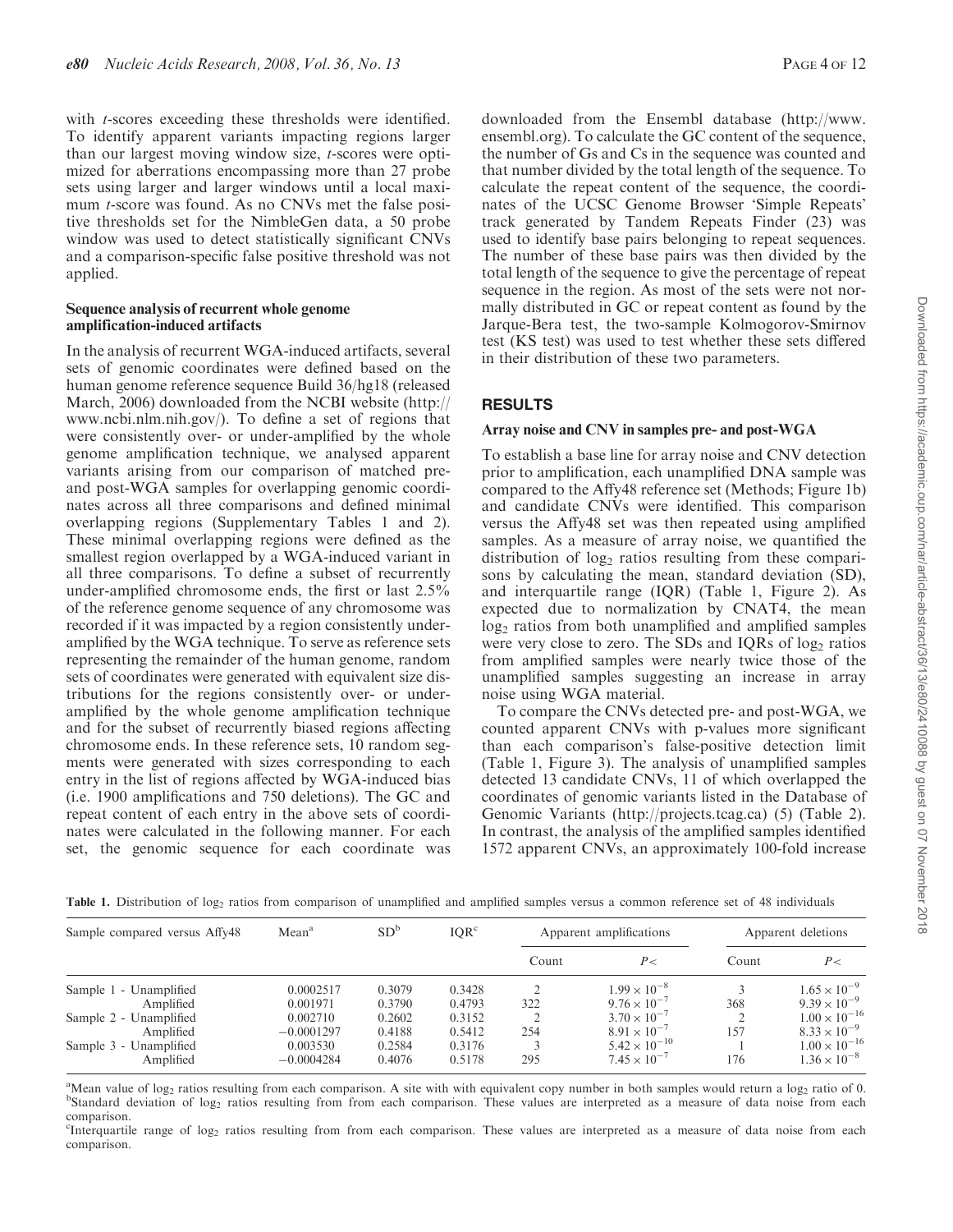with *t*-scores exceeding these thresholds were identified. To identify apparent variants impacting regions larger than our largest moving window size, *t*-scores were optimized for aberrations encompassing more than 27 probe sets using larger and larger windows until a local maximum *t*-score was found. As no CNVs met the false positive thresholds set for the NimbleGen data, a 50 probe window was used to detect statistically significant CNVs and a comparison-specific false positive threshold was not applied.

### Sequence analysis of recurrent whole genome amplification-induced artifacts

In the analysis of recurrent WGA-induced artifacts, several sets of genomic coordinates were defined based on the human genome reference sequence Build 36/hg18 (released March, 2006) downloaded from the NCBI website (http://www.ncbi.nlm.nih.gov/). To define a set of regions that were consistently over- or under-amplified by the whole genome amplification technique, we analysed apparent variants arising from our comparison of matched pre- and post-WGA samples for overlapping genomic coordinates across all three comparisons and defined minimal overlapping regions (Supplementary Tables 1 and 2). These minimal overlapping regions were defined as the smallest region overlapped by a WGA-induced variant in all three comparisons. To define a subset of recurrently under-amplified chromosome ends, the first or last 2.5% of the reference genome sequence of any chromosome was recorded if it was impacted by a region consistently under-amplified by the WGA technique. To serve as reference sets representing the remainder of the human genome, random sets of coordinates were generated with equivalent size distributions for the regions consistently over- or under-amplified by the whole genome amplification technique and for the subset of recurrently biased regions affecting chromosome ends. In these reference sets, 10 random segments were generated with sizes corresponding to each entry in the list of regions affected by WGA-induced bias (i.e. 1900 amplifications and 750 deletions). The GC and repeat content of each entry in the above sets of coordinates were calculated in the following manner. For each set, the genomic sequence for each coordinate was downloaded from the Ensembl database (http://www.ensembl.org). To calculate the GC content of the sequence, the number of Gs and Cs in the sequence was counted and that number divided by the total length of the sequence. To calculate the repeat content of the sequence, the coordinates of the UCSC Genome Browser 'Simple Repeats' track generated by Tandem Repeats Finder (23) was used to identify base pairs belonging to repeat sequences. The number of these base pairs was then divided by the total length of the sequence to give the percentage of repeat sequence in the region. As most of the sets were not normally distributed in GC or repeat content as found by the Jarque-Bera test, the two-sample Kolmogorov-Smirnov test (KS test) was used to test whether these sets differed in their distribution of these two parameters.

## RESULTS

### Array noise and CNV in samples pre- and post-WGA

To establish a base line for array noise and CNV detection prior to amplification, each unamplified DNA sample was compared to the Affy48 reference set (Methods; Figure 1b) and candidate CNVs were identified. This comparison versus the Affy48 set was then repeated using amplified samples. As a measure of array noise, we quantified the distribution of $\log_2$ ratios resulting from these comparisons by calculating the mean, standard deviation (SD), and interquartile range (IQR) (Table 1, Figure 2). As expected due to normalization by CNAT4, the mean $\log_2$ ratios from both unamplified and amplified samples were very close to zero. The SDs and IQRs of $\log_2$ ratios from amplified samples were nearly twice those of the unamplified samples suggesting an increase in array noise using WGA material.

To compare the CNVs detected pre- and post-WGA, we counted apparent CNVs with p-values more significant than each comparison's false-positive detection limit (Table 1, Figure 3). The analysis of unamplified samples detected 13 candidate CNVs, 11 of which overlapped the coordinates of genomic variants listed in the Database of Genomic Variants (http://projects.tcag.ca) (5) (Table 2). In contrast, the analysis of the amplified samples identified 1572 apparent CNVs, an approximately 100-fold increase

**Table 1.** Distribution of $\log_2$ ratios from comparison of unamplified and amplified samples versus a common reference set of 48 individuals

| Sample compared versus Affy48 | Mean[a] | SD[b] | IQR[c] | Apparent amplifications | | Apparent deletions | |
|---|---|---|---|---|---|---|---|
| | | | | Count | $P<$ | Count | $P<$ |
| Sample 1 - Unamplified | 0.0002517 | 0.3079 | 0.3428 | 2 | $1.99\times10^{-8}$ | 3 | $1.65\times10^{-9}$ |
| Amplified | 0.001971 | 0.3790 | 0.4793 | 322 | $9.76\times10^{-7}$ | 368 | $9.39\times10^{-9}$ |
| Sample 2 - Unamplified | 0.002710 | 0.2602 | 0.3152 | 2 | $3.70\times10^{-7}$ | 2 | $1.00\times10^{-16}$ |
| Amplified | −0.0001297 | 0.4188 | 0.5412 | 254 | $8.91\times10^{-7}$ | 157 | $8.33\times10^{-9}$ |
| Sample 3 - Unamplified | 0.003530 | 0.2584 | 0.3176 | 3 | $5.42\times10^{-10}$ | 1 | $1.00\times10^{-16}$ |
| Amplified | −0.0004284 | 0.4076 | 0.5178 | 295 | $7.45\times10^{-7}$ | 176 | $1.36\times10^{-8}$ |

[a]Mean value of $\log_2$ ratios resulting from each comparison. A site with with equivalent copy number in both samples would return a $\log_2$ ratio of 0.
[b]Standard deviation of $\log_2$ ratios resulting from from each comparison. These values are interpreted as a measure of data noise from each comparison.
[c]Interquartile range of $\log_2$ ratios resulting from from each comparison. These values are interpreted as a measure of data noise from each comparison.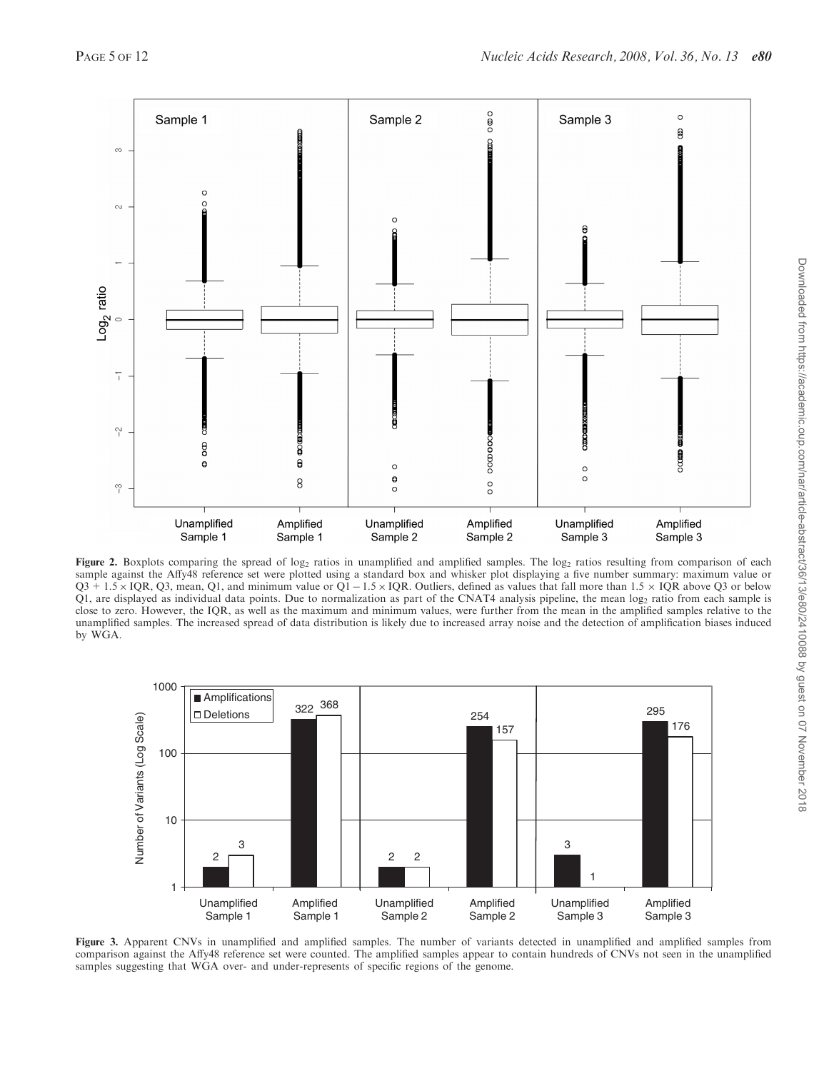**Figure 2.** Boxplots comparing the spread of $\log_2$ ratios in unamplified and amplified samples. The $\log_2$ ratios resulting from comparison of each sample against the Affy48 reference set were plotted using a standard box and whisker plot displaying a five number summary: maximum value or $Q3 + 1.5 \times IQR$, Q3, mean, Q1, and minimum value or $Q1 - 1.5 \times IQR$. Outliers, defined as values that fall more than $1.5 \times$ IQR above Q3 or below Q1, are displayed as individual data points. Due to normalization as part of the CNAT4 analysis pipeline, the mean $\log_2$ ratio from each sample is close to zero. However, the IQR, as well as the maximum and minimum values, were further from the mean in the amplified samples relative to the unamplified samples. The increased spread of data distribution is likely due to increased array noise and the detection of amplification biases induced by WGA.

**Figure 3.** Apparent CNVs in unamplified and amplified samples. The number of variants detected in unamplified and amplified samples from comparison against the Affy48 reference set were counted. The amplified samples appear to contain hundreds of CNVs not seen in the unamplified samples suggesting that WGA over- and under-represents of specific regions of the genome.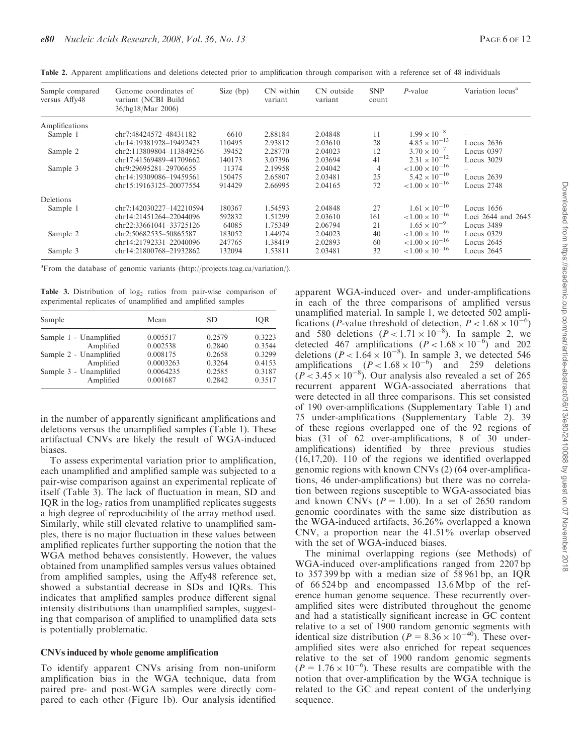**Table 2.** Apparent amplifications and deletions detected prior to amplification through comparison with a reference set of 48 individuals

| Sample compared versus Affy48 | Genome coordinates of variant (NCBI Build 36/hg18/Mar 2006) | Size (bp) | CN within variant | CN outside variant | SNP count | *P*-value | Variation locus[a] |
|---|---|---|---|---|---|---|---|
| Amplifications | | | | | | | |
| Sample 1 | chr7:48424572–48431182 | 6610 | 2.88184 | 2.04848 | 11 | $1.99 \times 10^{-8}$ | – |
| | chr14:19381928–19492423 | 110495 | 2.93812 | 2.03610 | 28 | $4.85 \times 10^{-13}$ | Locus 2636 |
| Sample 2 | chr2:113809804–113849256 | 39452 | 2.28770 | 2.04023 | 12 | $3.70 \times 10^{-7}$ | Locus 0397 |
| | chr17:41569489–41709662 | 140173 | 3.07396 | 2.03694 | 41 | $2.31 \times 10^{-12}$ | Locus 3029 |
| Sample 3 | chr9:29695281–29706655 | 11374 | 2.19958 | 2.04042 | 4 | $<1.00 \times 10^{-16}$ | – |
| | chr14:19309086–19459561 | 150475 | 2.65807 | 2.03481 | 25 | $5.42 \times 10^{-10}$ | Locus 2639 |
| | chr15:19163125–20077554 | 914429 | 2.66995 | 2.04165 | 72 | $<1.00 \times 10^{-16}$ | Locus 2748 |
| Deletions | | | | | | | |
| Sample 1 | chr7:142030227–142210594 | 180367 | 1.54593 | 2.04848 | 27 | $1.61 \times 10^{-10}$ | Locus 1656 |
| | chr14:21451264–22044096 | 592832 | 1.51299 | 2.03610 | 161 | $<1.00 \times 10^{-16}$ | Loci 2644 and 2645 |
| | chr22:33661041–33725126 | 64085 | 1.75349 | 2.06794 | 21 | $1.65 \times 10^{-9}$ | Locus 3489 |
| Sample 2 | chr2:50682535–50865587 | 183052 | 1.44974 | 2.04023 | 40 | $<1.00 \times 10^{-16}$ | Locus 0329 |
| | chr14:21792331–22040096 | 247765 | 1.38419 | 2.02893 | 60 | $<1.00 \times 10^{-16}$ | Locus 2645 |
| Sample 3 | chr14:21800768–21932862 | 132094 | 1.53811 | 2.03481 | 32 | $<1.00 \times 10^{-16}$ | Locus 2645 |

[a]From the database of genomic variants (http://projects.tcag.ca/variation/).

**Table 3.** Distribution of $\log_2$ ratios from pair-wise comparison of experimental replicates of unamplified and amplified samples

| Sample | Mean | SD | IQR |
|---|---|---|---|
| Sample 1 - Unamplified | 0.005517 | 0.2579 | 0.3223 |
| Amplified | 0.002538 | 0.2840 | 0.3544 |
| Sample 2 - Unamplified | 0.008175 | 0.2658 | 0.3299 |
| Amplified | 0.0003263 | 0.3264 | 0.4153 |
| Sample 3 - Unamplified | 0.0064235 | 0.2585 | 0.3187 |
| Amplified | 0.001687 | 0.2842 | 0.3517 |

in the number of apparently significant amplifications and deletions versus the unamplified samples (Table 1). These artifactual CNVs are likely the result of WGA-induced biases.

To assess experimental variation prior to amplification, each unamplified and amplified sample was subjected to a pair-wise comparison against an experimental replicate of itself (Table 3). The lack of fluctuation in mean, SD and IQR in the $\log_2$ ratios from unamplified replicates suggests a high degree of reproducibility of the array method used. Similarly, while still elevated relative to unamplified samples, there is no major fluctuation in these values between amplified replicates further supporting the notion that the WGA method behaves consistently. However, the values obtained from unamplified samples versus values obtained from amplified samples, using the Affy48 reference set, showed a substantial decrease in SDs and IQRs. This indicates that amplified samples produce different signal intensity distributions than unamplified samples, suggesting that comparison of amplified to unamplified data sets is potentially problematic.

### CNVs induced by whole genome amplification

To identify apparent CNVs arising from non-uniform amplification bias in the WGA technique, data from paired pre- and post-WGA samples were directly compared to each other (Figure 1b). Our analysis identified apparent WGA-induced over- and under-amplifications in each of the three comparisons of amplified versus unamplified material. In sample 1, we detected 502 amplifications (*P*-value threshold of detection, $P < 1.68 \times 10^{-6}$) and 580 deletions ($P < 1.71 \times 10^{-8}$). In sample 2, we detected 467 amplifications ($P < 1.68 \times 10^{-6}$) and 202 deletions ($P < 1.64 \times 10^{-8}$). In sample 3, we detected 546 amplifications ($P < 1.68 \times 10^{-6}$) and 259 deletions ($P < 3.45 \times 10^{-8}$). Our analysis also revealed a set of 265 recurrent apparent WGA-associated aberrations that were detected in all three comparisons. This set consisted of 190 over-amplifications (Supplementary Table 1) and 75 under-amplifications (Supplementary Table 2). 39 of these regions overlapped one of the 92 regions of bias (31 of 62 over-amplifications, 8 of 30 under-amplifications) identified by three previous studies (16,17,20). 110 of the regions we identified overlapped genomic regions with known CNVs (2) (64 over-amplifications, 46 under-amplifications) but there was no correlation between regions susceptible to WGA-associated bias and known CNVs ($P = 1.00$). In a set of 2650 random genomic coordinates with the same size distribution as the WGA-induced artifacts, 36.26% overlapped a known CNV, a proportion near the 41.51% overlap observed with the set of WGA-induced biases.

The minimal overlapping regions (see Methods) of WGA-induced over-amplifications ranged from 2207 bp to 357 399 bp with a median size of 58 961 bp, an IQR of 66 524 bp and encompassed 13.6 Mbp of the reference human genome sequence. These recurrently over-amplified sites were distributed throughout the genome and had a statistically significant increase in GC content relative to a set of 1900 random genomic segments with identical size distribution ($P = 8.36 \times 10^{-40}$). These over-amplified sites were also enriched for repeat sequences relative to the set of 1900 random genomic segments ($P = 1.76 \times 10^{-6}$). These results are compatible with the notion that over-amplification by the WGA technique is related to the GC and repeat content of the underlying sequence.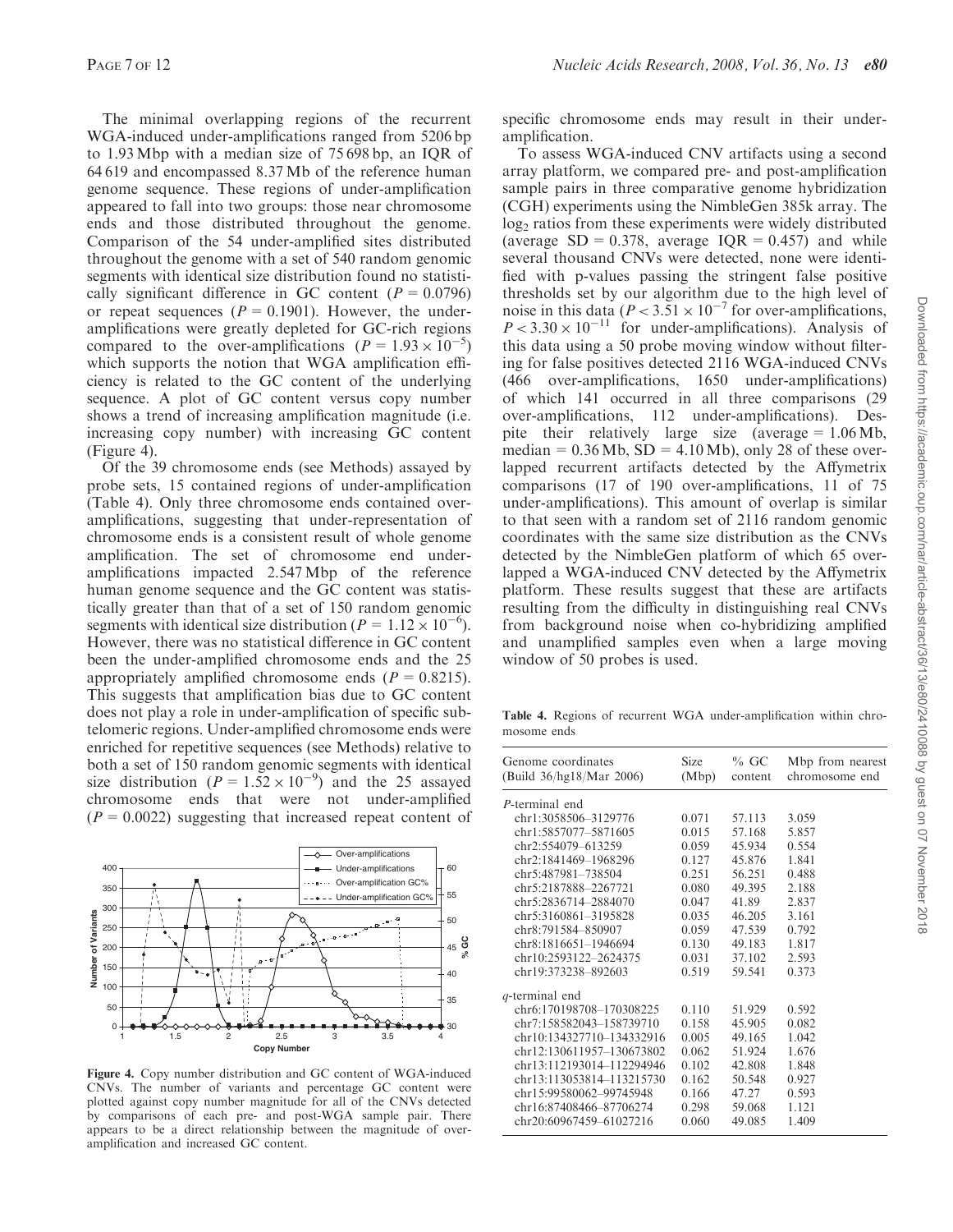The minimal overlapping regions of the recurrent WGA-induced under-amplifications ranged from 5206 bp to 1.93 Mbp with a median size of 75 698 bp, an IQR of 64 619 and encompassed 8.37 Mb of the reference human genome sequence. These regions of under-amplification appeared to fall into two groups: those near chromosome ends and those distributed throughout the genome. Comparison of the 54 under-amplified sites distributed throughout the genome with a set of 540 random genomic segments with identical size distribution found no statistically significant difference in GC content ($P = 0.0796$) or repeat sequences ($P = 0.1901$). However, the under-amplifications were greatly depleted for GC-rich regions compared to the over-amplifications ($P = 1.93 \times 10^{-5}$) which supports the notion that WGA amplification efficiency is related to the GC content of the underlying sequence. A plot of GC content versus copy number shows a trend of increasing amplification magnitude (i.e. increasing copy number) with increasing GC content (Figure 4).

Of the 39 chromosome ends (see Methods) assayed by probe sets, 15 contained regions of under-amplification (Table 4). Only three chromosome ends contained over-amplifications, suggesting that under-representation of chromosome ends is a consistent result of whole genome amplification. The set of chromosome end under-amplifications impacted 2.547 Mbp of the reference human genome sequence and the GC content was statistically greater than that of a set of 150 random genomic segments with identical size distribution ($P = 1.12 \times 10^{-6}$). However, there was no statistical difference in GC content been the under-amplified chromosome ends and the 25 appropriately amplified chromosome ends ($P = 0.8215$). This suggests that amplification bias due to GC content does not play a role in under-amplification of specific subtelomeric regions. Under-amplified chromosome ends were enriched for repetitive sequences (see Methods) relative to both a set of 150 random genomic segments with identical size distribution ($P = 1.52 \times 10^{-9}$) and the 25 assayed chromosome ends that were not under-amplified ($P = 0.0022$) suggesting that increased repeat content of specific chromosome ends may result in their under-amplification.

Figure 4. Copy number distribution and GC content of WGA-induced CNVs. The number of variants and percentage GC content were plotted against copy number magnitude for all of the CNVs detected by comparisons of each pre- and post-WGA sample pair. There appears to be a direct relationship between the magnitude of over-amplification and increased GC content.

To assess WGA-induced CNV artifacts using a second array platform, we compared pre- and post-amplification sample pairs in three comparative genome hybridization (CGH) experiments using the NimbleGen 385k array. The $\log_2$ ratios from these experiments were widely distributed (average SD = 0.378, average IQR = 0.457) and while several thousand CNVs were detected, none were identified with p-values passing the stringent false positive thresholds set by our algorithm due to the high level of noise in this data ($P < 3.51 \times 10^{-7}$ for over-amplifications, $P < 3.30 \times 10^{-11}$ for under-amplifications). Analysis of this data using a 50 probe moving window without filtering for false positives detected 2116 WGA-induced CNVs (466 over-amplifications, 1650 under-amplifications) of which 141 occurred in all three comparisons (29 over-amplifications, 112 under-amplifications). Despite their relatively large size (average = 1.06 Mb, median = 0.36 Mb, SD = 4.10 Mb), only 28 of these overlapped recurrent artifacts detected by the Affymetrix comparisons (17 of 190 over-amplifications, 11 of 75 under-amplifications). This amount of overlap is similar to that seen with a random set of 2116 random genomic coordinates with the same size distribution as the CNVs detected by the NimbleGen platform of which 65 overlapped a WGA-induced CNV detected by the Affymetrix platform. These results suggest that these are artifacts resulting from the difficulty in distinguishing real CNVs from background noise when co-hybridizing amplified and unamplified samples even when a large moving window of 50 probes is used.

Table 4. Regions of recurrent WGA under-amplification within chromosome ends

| Genome coordinates (Build 36/hg18/Mar 2006) | Size (Mbp) | % GC content | Mbp from nearest chromosome end |
|---|---|---|---|
| *P*-terminal end | | | |
| chr1:3058506–3129776 | 0.071 | 57.113 | 3.059 |
| chr1:5857077–5871605 | 0.015 | 57.168 | 5.857 |
| chr2:554079–613259 | 0.059 | 45.934 | 0.554 |
| chr2:1841469–1968296 | 0.127 | 45.876 | 1.841 |
| chr5:487981–738504 | 0.251 | 56.251 | 0.488 |
| chr5:2187888–2267721 | 0.080 | 49.395 | 2.188 |
| chr5:2836714–2884070 | 0.047 | 41.89 | 2.837 |
| chr5:3160861–3195828 | 0.035 | 46.205 | 3.161 |
| chr8:791584–850907 | 0.059 | 47.539 | 0.792 |
| chr8:1816651–1946694 | 0.130 | 49.183 | 1.817 |
| chr10:2593122–2624375 | 0.031 | 37.102 | 2.593 |
| chr19:373238–892603 | 0.519 | 59.541 | 0.373 |
| *q*-terminal end | | | |
| chr6:170198708–170308225 | 0.110 | 51.929 | 0.592 |
| chr7:158582043–158739710 | 0.158 | 45.905 | 0.082 |
| chr10:134327710–134332916 | 0.005 | 49.165 | 1.042 |
| chr12:130611957–130673802 | 0.062 | 51.924 | 1.676 |
| chr13:112193014–112294946 | 0.102 | 42.808 | 1.848 |
| chr13:113053814–113215730 | 0.162 | 50.548 | 0.927 |
| chr15:99580062–99745948 | 0.166 | 47.27 | 0.593 |
| chr16:87408466–87706274 | 0.298 | 59.068 | 1.121 |
| chr20:60967459–61027216 | 0.060 | 49.085 | 1.409 |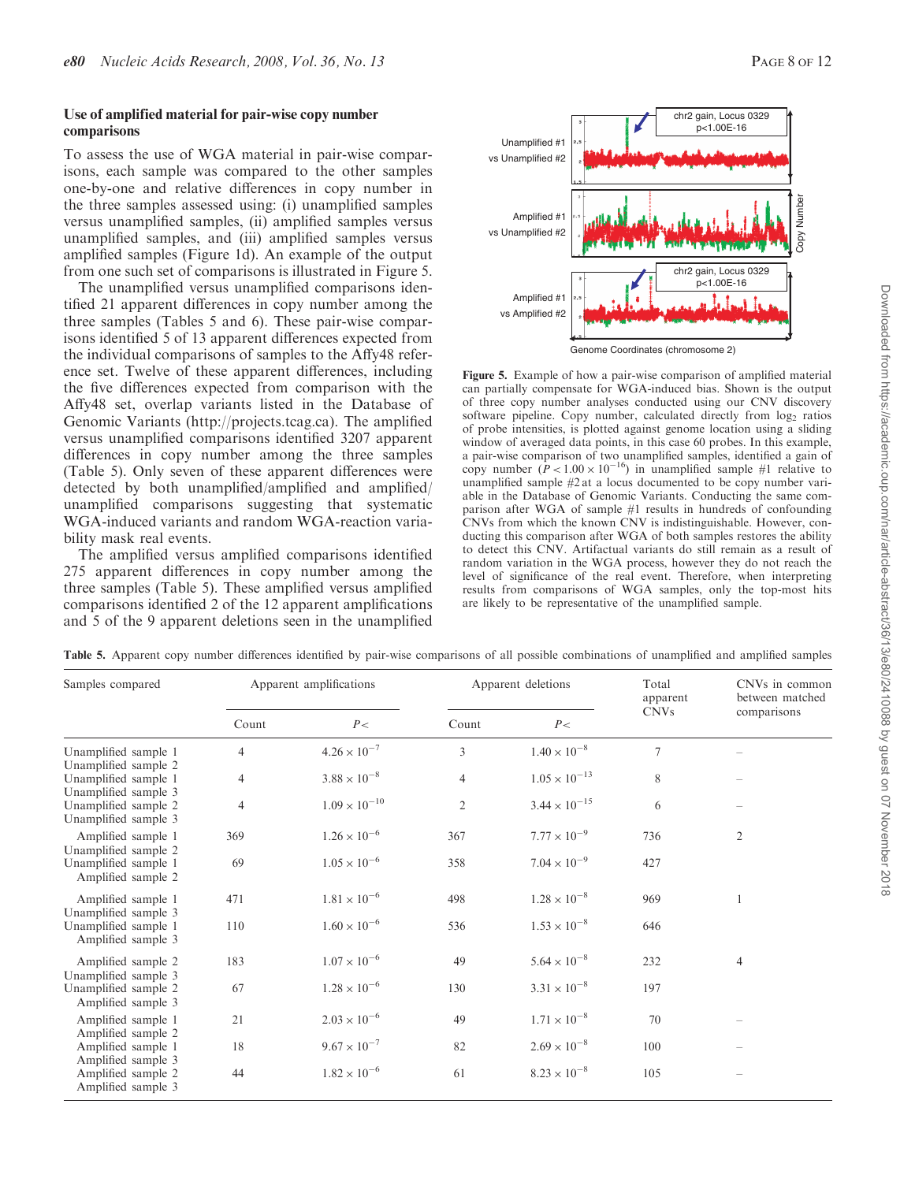### Use of amplified material for pair-wise copy number comparisons

To assess the use of WGA material in pair-wise comparisons, each sample was compared to the other samples one-by-one and relative differences in copy number in the three samples assessed using: (i) unamplified samples versus unamplified samples, (ii) amplified samples versus unamplified samples, and (iii) amplified samples versus amplified samples (Figure 1d). An example of the output from one such set of comparisons is illustrated in Figure 5.

The unamplified versus unamplified comparisons identified 21 apparent differences in copy number among the three samples (Tables 5 and 6). These pair-wise comparisons identified 5 of 13 apparent differences expected from the individual comparisons of samples to the Affy48 reference set. Twelve of these apparent differences, including the five differences expected from comparison with the Affy48 set, overlap variants listed in the Database of Genomic Variants (http://projects.tcag.ca). The amplified versus unamplified comparisons identified 3207 apparent differences in copy number among the three samples (Table 5). Only seven of these apparent differences were detected by both unamplified/amplified and amplified/unamplified comparisons suggesting that systematic WGA-induced variants and random WGA-reaction variability mask real events.

The amplified versus amplified comparisons identified 275 apparent differences in copy number among the three samples (Table 5). These amplified versus amplified comparisons identified 2 of the 12 apparent amplifications and 5 of the 9 apparent deletions seen in the unamplified

**Figure 5.** Example of how a pair-wise comparison of amplified material can partially compensate for WGA-induced bias. Shown is the output of three copy number analyses conducted using our CNV discovery software pipeline. Copy number, calculated directly from $\log_2$ ratios of probe intensities, is plotted against genome location using a sliding window of averaged data points, in this case 60 probes. In this example, a pair-wise comparison of two unamplified samples, identified a gain of copy number ($P < 1.00 \times 10^{-16}$) in unamplified sample #1 relative to unamplified sample #2 at a locus documented to be copy number variable in the Database of Genomic Variants. Conducting the same comparison after WGA of sample #1 results in hundreds of confounding CNVs from which the known CNV is indistinguishable. However, conducting this comparison after WGA of both samples restores the ability to detect this CNV. Artifactual variants do still remain as a result of random variation in the WGA process, however they do not reach the level of significance of the real event. Therefore, when interpreting results from comparisons of WGA samples, only the top-most hits are likely to be representative of the unamplified sample.

**Table 5.** Apparent copy number differences identified by pair-wise comparisons of all possible combinations of unamplified and amplified samples

| Samples compared | Apparent amplifications | | Apparent deletions | | Total apparent CNVs | CNVs in common between matched comparisons |
|---|---|---|---|---|---|---|
| | Count | $P<$ | Count | $P<$ | | |
| Unamplified sample 1 / Unamplified sample 2 | 4 | $4.26 \times 10^{-7}$ | 3 | $1.40 \times 10^{-8}$ | 7 | – |
| Unamplified sample 1 / Unamplified sample 3 | 4 | $3.88 \times 10^{-8}$ | 4 | $1.05 \times 10^{-13}$ | 8 | – |
| Unamplified sample 2 / Unamplified sample 3 | 4 | $1.09 \times 10^{-10}$ | 2 | $3.44 \times 10^{-15}$ | 6 | – |
| Amplified sample 1 / Unamplified sample 2 | 369 | $1.26 \times 10^{-6}$ | 367 | $7.77 \times 10^{-9}$ | 736 | 2 |
| Unamplified sample 1 / Amplified sample 2 | 69 | $1.05 \times 10^{-6}$ | 358 | $7.04 \times 10^{-9}$ | 427 | |
| Amplified sample 1 / Unamplified sample 3 | 471 | $1.81 \times 10^{-6}$ | 498 | $1.28 \times 10^{-8}$ | 969 | 1 |
| Unamplified sample 1 / Amplified sample 3 | 110 | $1.60 \times 10^{-6}$ | 536 | $1.53 \times 10^{-8}$ | 646 | |
| Amplified sample 2 / Unamplified sample 3 | 183 | $1.07 \times 10^{-6}$ | 49 | $5.64 \times 10^{-8}$ | 232 | 4 |
| Unamplified sample 2 / Amplified sample 3 | 67 | $1.28 \times 10^{-6}$ | 130 | $3.31 \times 10^{-8}$ | 197 | |
| Amplified sample 1 / Amplified sample 2 | 21 | $2.03 \times 10^{-6}$ | 49 | $1.71 \times 10^{-8}$ | 70 | – |
| Amplified sample 1 / Amplified sample 3 | 18 | $9.67 \times 10^{-7}$ | 82 | $2.69 \times 10^{-8}$ | 100 | – |
| Amplified sample 2 / Amplified sample 3 | 44 | $1.82 \times 10^{-6}$ | 61 | $8.23 \times 10^{-8}$ | 105 | – |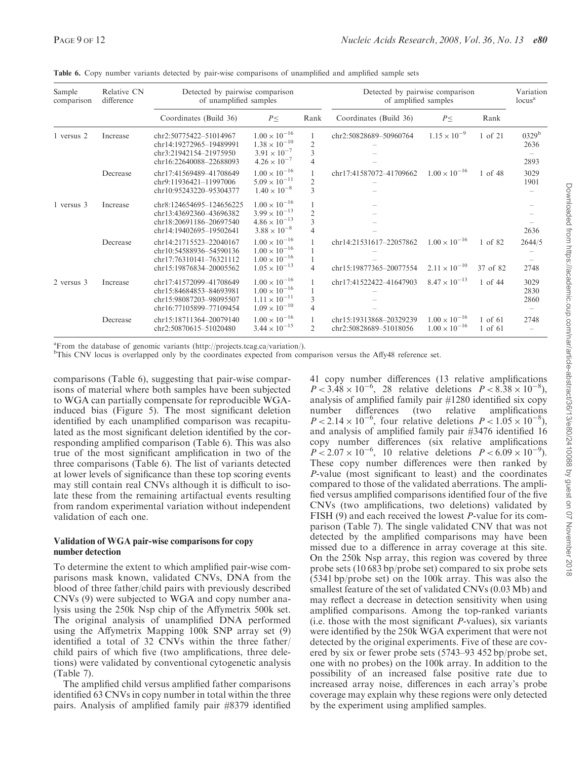**Table 6.** Copy number variants detected by pair-wise comparisons of unamplified and amplified sample sets

| Sample comparison | Relative CN difference | Detected by pairwise comparison of unamplified samples | | | Detected by pairwise comparison of amplified samples | | | Variation locus[a] |
|---|---|---|---|---|---|---|---|---|
| | | Coordinates (Build 36) | $P\leq$ | Rank | Coordinates (Build 36) | $P\leq$ | Rank | |
| 1 versus 2 | Increase | chr2:50775422–51014967 | $1.00\times10^{-16}$ | 1 | chr2:50828689–50960764 | $1.15\times10^{-9}$ | 1 of 21 | 0329[b] |
| | | chr14:19272965–19489991 | $1.38\times10^{-10}$ | 2 | – | | | 2636 |
| | | chr3:21942154–21975950 | $3.91\times10^{-7}$ | 3 | – | | | – |
| | | chr16:22640088–22688093 | $4.26\times10^{-7}$ | 4 | – | | | 2893 |
| | Decrease | chr17:41569489–41708649 | $1.00\times10^{-16}$ | 1 | chr17:41587072–41709662 | $1.00\times10^{-16}$ | 1 of 48 | 3029 |
| | | chr9:11936421–11997006 | $5.09\times10^{-11}$ | 2 | – | | | 1901 |
| | | chr10:95243220–95304377 | $1.40\times10^{-8}$ | 3 | – | | | – |
| 1 versus 3 | Increase | chr8:124654695–124656225 | $1.00\times10^{-16}$ | 1 | – | | | – |
| | | chr13:43692360–43696382 | $3.99\times10^{-13}$ | 2 | – | | | – |
| | | chr18:20691186–20697540 | $4.86\times10^{-13}$ | 3 | – | | | – |
| | | chr14:19402695–19502641 | $3.88\times10^{-8}$ | 4 | – | | | 2636 |
| | Decrease | chr14:21715523–22040167 | $1.00\times10^{-16}$ | 1 | chr14:21531617–22057862 | $1.00\times10^{-16}$ | 1 of 82 | 2644/5 |
| | | chr10:54588936–54590136 | $1.00\times10^{-16}$ | 1 | – | | | – |
| | | chr17:76310141–76321112 | $1.00\times10^{-16}$ | 1 | – | | | – |
| | | chr15:19876834–20005562 | $1.05\times10^{-13}$ | 4 | chr15:19877365–20077554 | $2.11\times10^{-10}$ | 37 of 82 | 2748 |
| 2 versus 3 | Increase | chr17:41572099–41708649 | $1.00\times10^{-16}$ | 1 | chr17:41522422–41647903 | $8.47\times10^{-13}$ | 1 of 44 | 3029 |
| | | chr15:84684853–84693981 | $1.00\times10^{-16}$ | 1 | – | | | 2830 |
| | | chr15:98087203–98095507 | $1.11\times10^{-11}$ | 3 | – | | | 2860 |
| | | chr16:77105899–77109454 | $1.09\times10^{-10}$ | 4 | – | | | – |
| | Decrease | chr15:18711364–20079140 | $1.00\times10^{-16}$ | 1 | chr15:19313868–20329239 | $1.00\times10^{-16}$ | 1 of 61 | 2748 |
| | | chr2:50870615–51020480 | $3.44\times10^{-15}$ | 2 | chr2:50828689–51018056 | $1.00\times10^{-16}$ | 1 of 61 | – |

[a]From the database of genomic variants (http://projects.tcag.ca/variation/).
[b]This CNV locus is overlapped only by the coordinates expected from comparison versus the Affy48 reference set.

comparisons (Table 6), suggesting that pair-wise comparisons of material where both samples have been subjected to WGA can partially compensate for reproducible WGA-induced bias (Figure 5). The most significant deletion identified by each unamplified comparison was recapitulated as the most significant deletion identified by the corresponding amplified comparison (Table 6). This was also true of the most significant amplification in two of the three comparisons (Table 6). The list of variants detected at lower levels of significance than these top scoring events may still contain real CNVs although it is difficult to isolate these from the remaining artifactual events resulting from random experimental variation without independent validation of each one.

### Validation of WGA pair-wise comparisons for copy number detection

To determine the extent to which amplified pair-wise comparisons mask known, validated CNVs, DNA from the blood of three father/child pairs with previously described CNVs (9) were subjected to WGA and copy number analysis using the 250k Nsp chip of the Affymetrix 500k set. The original analysis of unamplified DNA performed using the Affymetrix Mapping 100k SNP array set (9) identified a total of 32 CNVs within the three father/child pairs of which five (two amplifications, three deletions) were validated by conventional cytogenetic analysis (Table 7).

The amplified child versus amplified father comparisons identified 63 CNVs in copy number in total within the three pairs. Analysis of amplified family pair #8379 identified 41 copy number differences (13 relative amplifications $P<3.48\times10^{-6}$, 28 relative deletions $P<8.38\times10^{-8}$), analysis of amplified family pair #1280 identified six copy number differences (two relative amplifications $P<2.14\times10^{-6}$, four relative deletions $P<1.05\times10^{-8}$), and analysis of amplified family pair #3476 identified 16 copy number differences (six relative amplifications $P<2.07\times10^{-6}$, 10 relative deletions $P<6.09\times10^{-9}$). These copy number differences were then ranked by $P$-value (most significant to least) and the coordinates compared to those of the validated aberrations. The amplified versus amplified comparisons identified four of the five CNVs (two amplifications, two deletions) validated by FISH (9) and each received the lowest $P$-value for its comparison (Table 7). The single validated CNV that was not detected by the amplified comparisons may have been missed due to a difference in array coverage at this site. On the 250k Nsp array, this region was covered by three probe sets (10 683 bp/probe set) compared to six probe sets (5341 bp/probe set) on the 100k array. This was also the smallest feature of the set of validated CNVs (0.03 Mb) and may reflect a decrease in detection sensitivity when using amplified comparisons. Among the top-ranked variants (i.e. those with the most significant $P$-values), six variants were identified by the 250k WGA experiment that were not detected by the original experiments. Five of these are covered by six or fewer probe sets (5743–93 452 bp/probe set, one with no probes) on the 100k array. In addition to the possibility of an increased false positive rate due to increased array noise, differences in each array's probe coverage may explain why these regions were only detected by the experiment using amplified samples.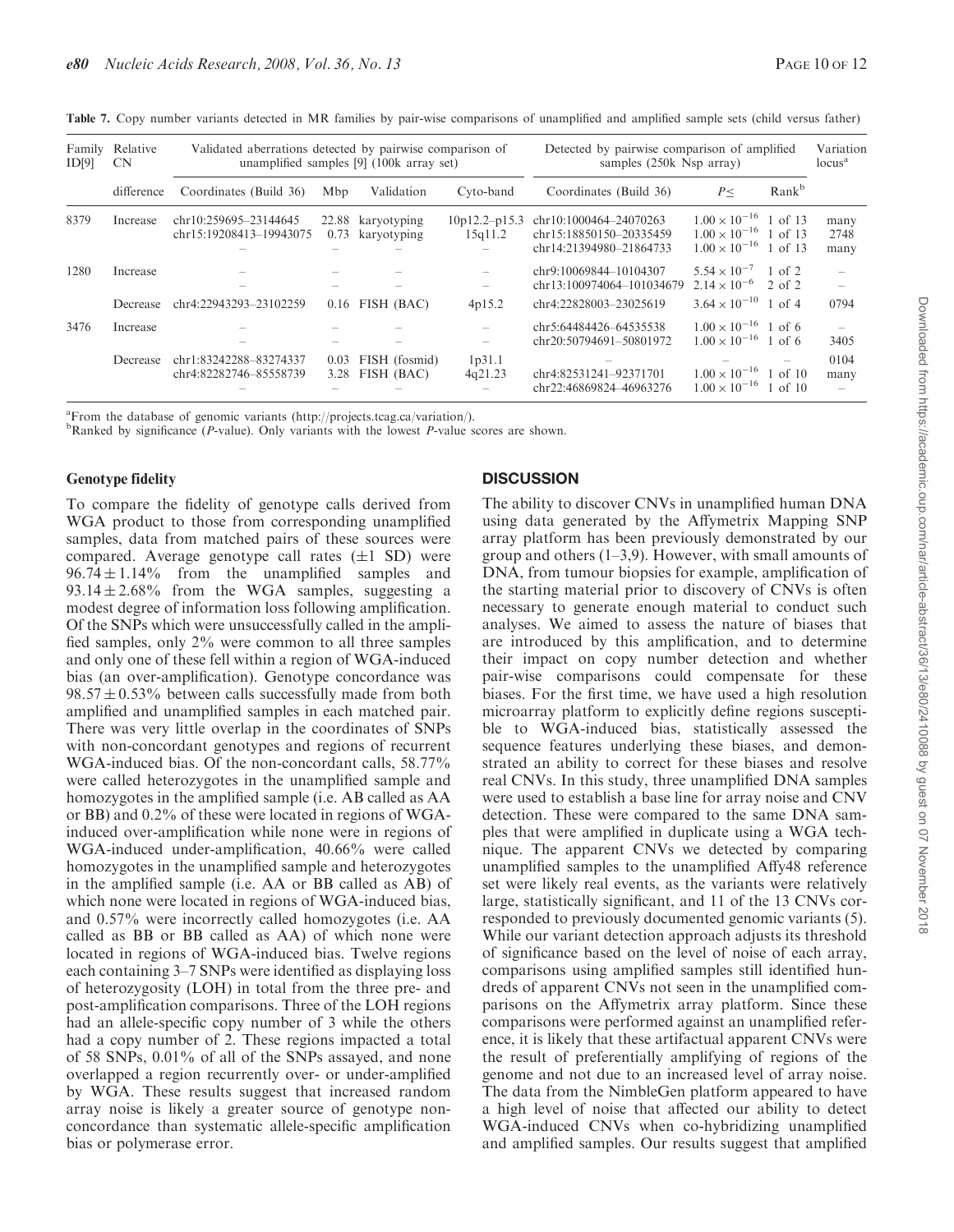**Table 7.** Copy number variants detected in MR families by pair-wise comparisons of unamplified and amplified sample sets (child versus father)

| Family ID[9] | Relative CN | Validated aberrations detected by pairwise comparison of unamplified samples [9] (100k array set) | | | | Detected by pairwise comparison of amplified samples (250k Nsp array) | | | Variation locus[a] |
|---|---|---|---|---|---|---|---|---|---|
| | difference | Coordinates (Build 36) | Mbp | Validation | Cyto-band | Coordinates (Build 36) | $P\leq$ | Rank[b] | |
| 8379 | Increase | chr10:259695–23144645 | 22.88 | karyotyping | 10p12.2–p15.3 | chr10:1000464–24070263 | $1.00\times10^{-16}$ | 1 of 13 | many |
| | | chr15:19208413–19943075 | 0.73 | karyotyping | 15q11.2 | chr15:18850150–20335459 | $1.00\times10^{-16}$ | 1 of 13 | 2748 |
| | | – | – | – | – | chr14:21394980–21864733 | $1.00\times10^{-16}$ | 1 of 13 | many |
| 1280 | Increase | – | – | – | – | chr9:10069844–10104307 | $5.54\times10^{-7}$ | 1 of 2 | – |
| | | – | – | – | – | chr13:100974064–101034679 | $2.14\times10^{-6}$ | 2 of 2 | – |
| | Decrease | chr4:22943293–23102259 | 0.16 | FISH (BAC) | 4p15.2 | chr4:22828003–23025619 | $3.64\times10^{-10}$ | 1 of 4 | 0794 |
| 3476 | Increase | – | – | – | – | chr5:64484426–64535538 | $1.00\times10^{-16}$ | 1 of 6 | – |
| | | – | – | – | – | chr20:50794691–50801972 | $1.00\times10^{-16}$ | 1 of 6 | 3405 |
| | Decrease | chr1:83242288–83274337 | 0.03 | FISH (fosmid) | 1p31.1 | – | – | – | 0104 |
| | | chr4:82282746–85558739 | 3.28 | FISH (BAC) | 4q21.23 | chr4:82531241–92371701 | $1.00\times10^{-16}$ | 1 of 10 | many |
| | | – | – | – | – | chr22:46869824–46963276 | $1.00\times10^{-16}$ | 1 of 10 | – |

[a]From the database of genomic variants (http://projects.tcag.ca/variation/).
[b]Ranked by significance (*P*-value). Only variants with the lowest *P*-value scores are shown.

### Genotype fidelity

To compare the fidelity of genotype calls derived from WGA product to those from corresponding unamplified samples, data from matched pairs of these sources were compared. Average genotype call rates (±1 SD) were 96.74 ± 1.14% from the unamplified samples and 93.14 ± 2.68% from the WGA samples, suggesting a modest degree of information loss following amplification. Of the SNPs which were unsuccessfully called in the amplified samples, only 2% were common to all three samples and only one of these fell within a region of WGA-induced bias (an over-amplification). Genotype concordance was 98.57 ± 0.53% between calls successfully made from both amplified and unamplified samples in each matched pair. There was very little overlap in the coordinates of SNPs with non-concordant genotypes and regions of recurrent WGA-induced bias. Of the non-concordant calls, 58.77% were called heterozygotes in the unamplified sample and homozygotes in the amplified sample (i.e. AB called as AA or BB) and 0.2% of these were located in regions of WGA-induced over-amplification while none were in regions of WGA-induced under-amplification, 40.66% were called homozygotes in the unamplified sample and heterozygotes in the amplified sample (i.e. AA or BB called as AB) of which none were located in regions of WGA-induced bias, and 0.57% were incorrectly called homozygotes (i.e. AA called as BB or BB called as AA) of which none were located in regions of WGA-induced bias. Twelve regions each containing 3–7 SNPs were identified as displaying loss of heterozygosity (LOH) in total from the three pre- and post-amplification comparisons. Three of the LOH regions had an allele-specific copy number of 3 while the others had a copy number of 2. These regions impacted a total of 58 SNPs, 0.01% of all of the SNPs assayed, and none overlapped a region recurrently over- or under-amplified by WGA. These results suggest that increased random array noise is likely a greater source of genotype non-concordance than systematic allele-specific amplification bias or polymerase error.

## DISCUSSION

The ability to discover CNVs in unamplified human DNA using data generated by the Affymetrix Mapping SNP array platform has been previously demonstrated by our group and others (1–3,9). However, with small amounts of DNA, from tumour biopsies for example, amplification of the starting material prior to discovery of CNVs is often necessary to generate enough material to conduct such analyses. We aimed to assess the nature of biases that are introduced by this amplification, and to determine their impact on copy number detection and whether pair-wise comparisons could compensate for these biases. For the first time, we have used a high resolution microarray platform to explicitly define regions susceptible to WGA-induced bias, statistically assessed the sequence features underlying these biases, and demonstrated an ability to correct for these biases and resolve real CNVs. In this study, three unamplified DNA samples were used to establish a base line for array noise and CNV detection. These were compared to the same DNA samples that were amplified in duplicate using a WGA technique. The apparent CNVs we detected by comparing unamplified samples to the unamplified Affy48 reference set were likely real events, as the variants were relatively large, statistically significant, and 11 of the 13 CNVs corresponded to previously documented genomic variants (5). While our variant detection approach adjusts its threshold of significance based on the level of noise of each array, comparisons using amplified samples still identified hundreds of apparent CNVs not seen in the unamplified comparisons on the Affymetrix array platform. Since these comparisons were performed against an unamplified reference, it is likely that these artifactual apparent CNVs were the result of preferentially amplifying of regions of the genome and not due to an increased level of array noise. The data from the NimbleGen platform appeared to have a high level of noise that affected our ability to detect WGA-induced CNVs when co-hybridizing unamplified and amplified samples. Our results suggest that amplified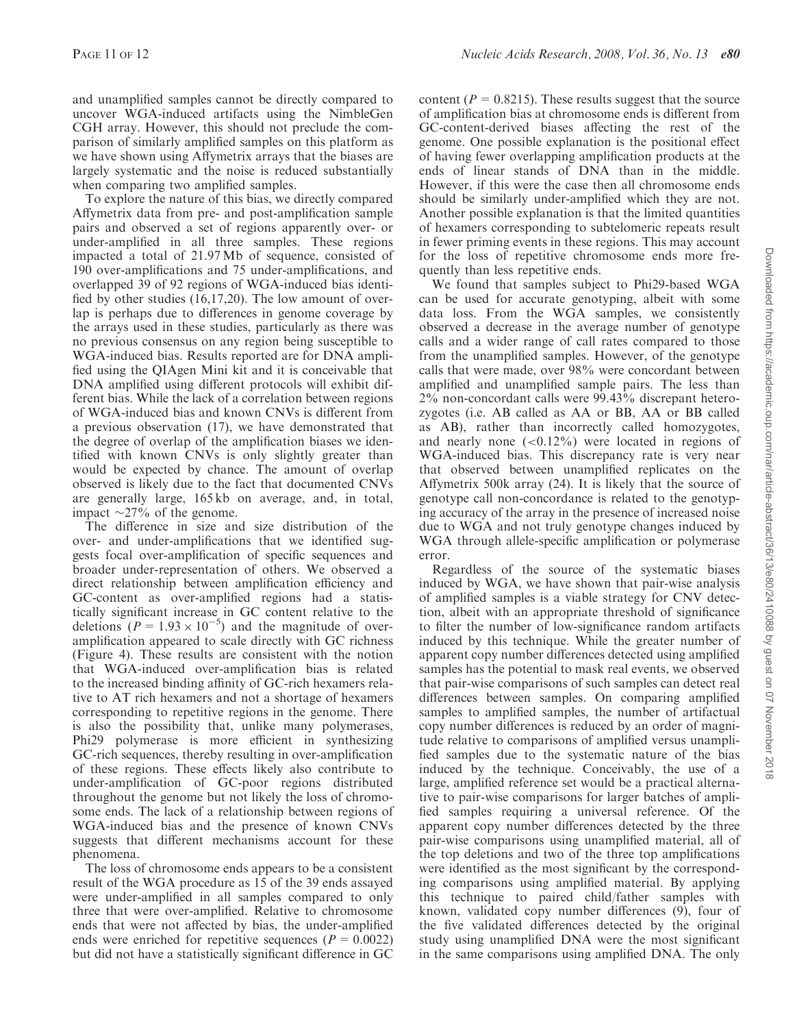and unamplified samples cannot be directly compared to uncover WGA-induced artifacts using the NimbleGen CGH array. However, this should not preclude the comparison of similarly amplified samples on this platform as we have shown using Affymetrix arrays that the biases are largely systematic and the noise is reduced substantially when comparing two amplified samples.

To explore the nature of this bias, we directly compared Affymetrix data from pre- and post-amplification sample pairs and observed a set of regions apparently over- or under-amplified in all three samples. These regions impacted a total of 21.97 Mb of sequence, consisted of 190 over-amplifications and 75 under-amplifications, and overlapped 39 of 92 regions of WGA-induced bias identified by other studies (16,17,20). The low amount of overlap is perhaps due to differences in genome coverage by the arrays used in these studies, particularly as there was no previous consensus on any region being susceptible to WGA-induced bias. Results reported are for DNA amplified using the QIAgen Mini kit and it is conceivable that DNA amplified using different protocols will exhibit different bias. While the lack of a correlation between regions of WGA-induced bias and known CNVs is different from a previous observation (17), we have demonstrated that the degree of overlap of the amplification biases we identified with known CNVs is only slightly greater than would be expected by chance. The amount of overlap observed is likely due to the fact that documented CNVs are generally large, 165 kb on average, and, in total, impact ~27% of the genome.

The difference in size and size distribution of the over- and under-amplifications that we identified suggests focal over-amplification of specific sequences and broader under-representation of others. We observed a direct relationship between amplification efficiency and GC-content as over-amplified regions had a statistically significant increase in GC content relative to the deletions ($P = 1.93 \times 10^{-5}$) and the magnitude of over-amplification appeared to scale directly with GC richness (Figure 4). These results are consistent with the notion that WGA-induced over-amplification bias is related to the increased binding affinity of GC-rich hexamers relative to AT rich hexamers and not a shortage of hexamers corresponding to repetitive regions in the genome. There is also the possibility that, unlike many polymerases, Phi29 polymerase is more efficient in synthesizing GC-rich sequences, thereby resulting in over-amplification of these regions. These effects likely also contribute to under-amplification of GC-poor regions distributed throughout the genome but not likely the loss of chromosome ends. The lack of a relationship between regions of WGA-induced bias and the presence of known CNVs suggests that different mechanisms account for these phenomena.

The loss of chromosome ends appears to be a consistent result of the WGA procedure as 15 of the 39 ends assayed were under-amplified in all samples compared to only three that were over-amplified. Relative to chromosome ends that were not affected by bias, the under-amplified ends were enriched for repetitive sequences ($P = 0.0022$) but did not have a statistically significant difference in GC content ($P = 0.8215$). These results suggest that the source of amplification bias at chromosome ends is different from GC-content-derived biases affecting the rest of the genome. One possible explanation is the positional effect of having fewer overlapping amplification products at the ends of linear stands of DNA than in the middle. However, if this were the case then all chromosome ends should be similarly under-amplified which they are not. Another possible explanation is that the limited quantities of hexamers corresponding to subtelomeric repeats result in fewer priming events in these regions. This may account for the loss of repetitive chromosome ends more frequently than less repetitive ends.

We found that samples subject to Phi29-based WGA can be used for accurate genotyping, albeit with some data loss. From the WGA samples, we consistently observed a decrease in the average number of genotype calls and a wider range of call rates compared to those from the unamplified samples. However, of the genotype calls that were made, over 98% were concordant between amplified and unamplified sample pairs. The less than 2% non-concordant calls were 99.43% discrepant heterozygotes (i.e. AB called as AA or BB, AA or BB called as AB), rather than incorrectly called homozygotes, and nearly none (<0.12%) were located in regions of WGA-induced bias. This discrepancy rate is very near that observed between unamplified replicates on the Affymetrix 500k array (24). It is likely that the source of genotype call non-concordance is related to the genotyping accuracy of the array in the presence of increased noise due to WGA and not truly genotype changes induced by WGA through allele-specific amplification or polymerase error.

Regardless of the source of the systematic biases induced by WGA, we have shown that pair-wise analysis of amplified samples is a viable strategy for CNV detection, albeit with an appropriate threshold of significance to filter the number of low-significance random artifacts induced by this technique. While the greater number of apparent copy number differences detected using amplified samples has the potential to mask real events, we observed that pair-wise comparisons of such samples can detect real differences between samples. On comparing amplified samples to amplified samples, the number of artifactual copy number differences is reduced by an order of magnitude relative to comparisons of amplified versus unamplified samples due to the systematic nature of the bias induced by the technique. Conceivably, the use of a large, amplified reference set would be a practical alternative to pair-wise comparisons for larger batches of amplified samples requiring a universal reference. Of the apparent copy number differences detected by the three pair-wise comparisons using unamplified material, all of the top deletions and two of the three top amplifications were identified as the most significant by the corresponding comparisons using amplified material. By applying this technique to paired child/father samples with known, validated copy number differences (9), four of the five validated differences detected by the original study using unamplified DNA were the most significant in the same comparisons using amplified DNA. The only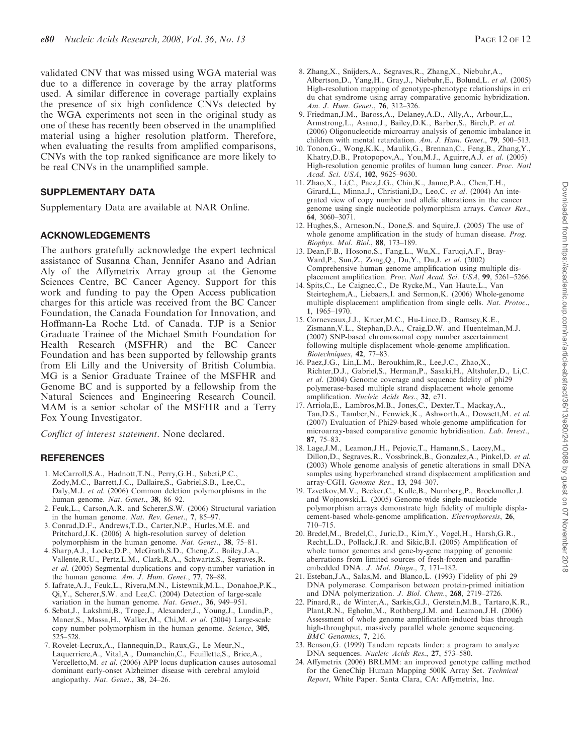validated CNV that was missed using WGA material was due to a difference in coverage by the array platforms used. A similar difference in coverage partially explains the presence of six high confidence CNVs detected by the WGA experiments not seen in the original study as one of these has recently been observed in the unamplified material using a higher resolution platform. Therefore, when evaluating the results from amplified comparisons, CNVs with the top ranked significance are more likely to be real CNVs in the unamplified sample.

## SUPPLEMENTARY DATA

Supplementary Data are available at NAR Online.

## ACKNOWLEDGEMENTS

The authors gratefully acknowledge the expert technical assistance of Susanna Chan, Jennifer Asano and Adrian Aly of the Affymetrix Array group at the Genome Sciences Centre, BC Cancer Agency. Support for this work and funding to pay the Open Access publication charges for this article was received from the BC Cancer Foundation, the Canada Foundation for Innovation, and Hoffmann-La Roche Ltd. of Canada. TJP is a Senior Graduate Trainee of the Michael Smith Foundation for Health Research (MSFHR) and the BC Cancer Foundation and has been supported by fellowship grants from Eli Lilly and the University of British Columbia. MG is a Senior Graduate Trainee of the MSFHR and Genome BC and is supported by a fellowship from the Natural Sciences and Engineering Research Council. MAM is a senior scholar of the MSFHR and a Terry Fox Young Investigator.

*Conflict of interest statement*. None declared.

## REFERENCES

1. McCarroll,S.A., Hadnott,T.N., Perry,G.H., Sabeti,P.C., Zody,M.C., Barrett,J.C., Dallaire,S., Gabriel,S.B., Lee,C., Daly,M.J. *et al.* (2006) Common deletion polymorphisms in the human genome. *Nat. Genet.*, **38**, 86–92.
2. Feuk,L., Carson,A.R. and Scherer,S.W. (2006) Structural variation in the human genome. *Nat. Rev. Genet.*, **7**, 85–97.
3. Conrad,D.F., Andrews,T.D., Carter,N.P., Hurles,M.E. and Pritchard,J.K. (2006) A high-resolution survey of deletion polymorphism in the human genome. *Nat. Genet.*, **38**, 75–81.
4. Sharp,A.J., Locke,D.P., McGrath,S.D., Cheng,Z., Bailey,J.A., Vallente,R.U., Pertz,L.M., Clark,R.A., Schwartz,S., Segraves,R. *et al.* (2005) Segmental duplications and copy-number variation in the human genome. *Am. J. Hum. Genet.*, **77**, 78–88.
5. Iafrate,A.J., Feuk,L., Rivera,M.N., Listewnik,M.L., Donahoe,P.K., Qi,Y., Scherer,S.W. and Lee,C. (2004) Detection of large-scale variation in the human genome. *Nat. Genet.*, **36**, 949–951.
6. Sebat,J., Lakshmi,B., Troge,J., Alexander,J., Young,J., Lundin,P., Maner,S., Massa,H., Walker,M., Chi,M. *et al.* (2004) Large-scale copy number polymorphism in the human genome. *Science*, **305**, 525–528.
7. Rovelet-Lecrux,A., Hannequin,D., Raux,G., Le Meur,N., Laquerriere,A., Vital,A., Dumanchin,C., Feuillette,S., Brice,A., Vercelletto,M. *et al.* (2006) APP locus duplication causes autosomal dominant early-onset Alzheimer disease with cerebral amyloid angiopathy. *Nat. Genet.*, **38**, 24–26.
8. Zhang,X., Snijders,A., Segraves,R., Zhang,X., Niebuhr,A., Albertson,D., Yang,H., Gray,J., Niebuhr,E., Bolund,L. *et al.* (2005) High-resolution mapping of genotype-phenotype relationships in cri du chat syndrome using array comparative genomic hybridization. *Am. J. Hum. Genet.*, **76**, 312–326.
9. Friedman,J.M., Baross,A., Delaney,A.D., Ally,A., Arbour,L., Armstrong,L., Asano,J., Bailey,D.K., Barber,S., Birch,P. *et al.* (2006) Oligonucleotide microarray analysis of genomic imbalance in children with mental retardation. *Am. J. Hum. Genet.*, **79**, 500–513.
10. Tonon,G., Wong,K.K., Maulik,G., Brennan,C., Feng,B., Zhang,Y., Khatry,D.B., Protopopov,A., You,M.J., Aguirre,A.J. *et al.* (2005) High-resolution genomic profiles of human lung cancer. *Proc. Natl Acad. Sci. USA*, **102**, 9625–9630.
11. Zhao,X., Li,C., Paez,J.G., Chin,K., Janne,P.A., Chen,T.H., Girard,L., Minna,J., Christiani,D., Leo,C. *et al.* (2004) An integrated view of copy number and allelic alterations in the cancer genome using single nucleotide polymorphism arrays. *Cancer Res.*, **64**, 3060–3071.
12. Hughes,S., Arneson,N., Done,S. and Squire,J. (2005) The use of whole genome amplification in the study of human disease. *Prog. Biophys. Mol. Biol.*, **88**, 173–189.
13. Dean,F.B., Hosono,S., Fang,L., Wu,X., Faruqi,A.F., Bray-Ward,P., Sun,Z., Zong,Q., Du,Y., Du,J. *et al.* (2002) Comprehensive human genome amplification using multiple displacement amplification. *Proc. Natl Acad. Sci. USA*, **99**, 5261–5266.
14. Spits,C., Le Caignec,C., De Rycke,M., Van Haute,L., Van Steirteghem,A., Liebaers,I. and Sermon,K. (2006) Whole-genome multiple displacement amplification from single cells. *Nat. Protoc.*, **1**, 1965–1970.
15. Corneveaux,J.J., Kruer,M.C., Hu-Lince,D., Ramsey,K.E., Zismann,V.L., Stephan,D.A., Craig,D.W. and Huentelman,M.J. (2007) SNP-based chromosomal copy number ascertainment following multiple displacement whole-genome amplification. *Biotechniques*, **42**, 77–83.
16. Paez,J.G., Lin,L.M., Beroukhim,R., Lee,J.C., Zhao,X., Richter,D.J., Gabriel,S., Herman,P., Sasaki,H., Altshuler,D., Li,C. *et al.* (2004) Genome coverage and sequence fidelity of phi29 polymerase-based multiple strand displacement whole genome amplification. *Nucleic Acids Res.*, **32**, e71.
17. Arriola,E., Lambros,M.B., Jones,C., Dexter,T., Mackay,A., Tan,D.S., Tamber,N., Fenwick,K., Ashworth,A., Dowsett,M. *et al.* (2007) Evaluation of Phi29-based whole-genome amplification for microarray-based comparative genomic hybridisation. *Lab. Invest.*, **87**, 75–83.
18. Lage,J.M., Leamon,J.H., Pejovic,T., Hamann,S., Lacey,M., Dillon,D., Segraves,R., Vossbrinck,B., Gonzalez,A., Pinkel,D. *et al.* (2003) Whole genome analysis of genetic alterations in small DNA samples using hyperbranched strand displacement amplification and array-CGH. *Genome Res.*, **13**, 294–307.
19. Tzvetkov,M.V., Becker,C., Kulle,B., Nurnberg,P., Brockmoller,J. and Wojnowski,L. (2005) Genome-wide single-nucleotide polymorphism arrays demonstrate high fidelity of multiple displacement-based whole-genome amplification. *Electrophoresis*, **26**, 710–715.
20. Bredel,M., Bredel,C., Juric,D., Kim,Y., Vogel,H., Harsh,G.R., Recht,L.D., Pollack,J.R. and Sikic,B.I. (2005) Amplification of whole tumor genomes and gene-by-gene mapping of genomic aberrations from limited sources of fresh-frozen and paraffin-embedded DNA. *J. Mol. Diagn.*, **7**, 171–182.
21. Esteban,J.A., Salas,M. and Blanco,L. (1993) Fidelity of phi 29 DNA polymerase. Comparison between protein-primed initiation and DNA polymerization. *J. Biol. Chem.*, **268**, 2719–2726.
22. Pinard,R., de Winter,A., Sarkis,G.J., Gerstein,M.B., Tartaro,K.R., Plant,R.N., Egholm,M., Rothberg,J.M. and Leamon,J.H. (2006) Assessment of whole genome amplification-induced bias through high-throughput, massively parallel whole genome sequencing. *BMC Genomics*, **7**, 216.
23. Benson,G. (1999) Tandem repeats finder: a program to analyze DNA sequences. *Nucleic Acids Res.*, **27**, 573–580.
24. Affymetrix (2006) BRLMM: an improved genotype calling method for the GeneChip Human Mapping 500K Array Set. *Technical Report*, White Paper. Santa Clara, CA: Affymetrix, Inc.